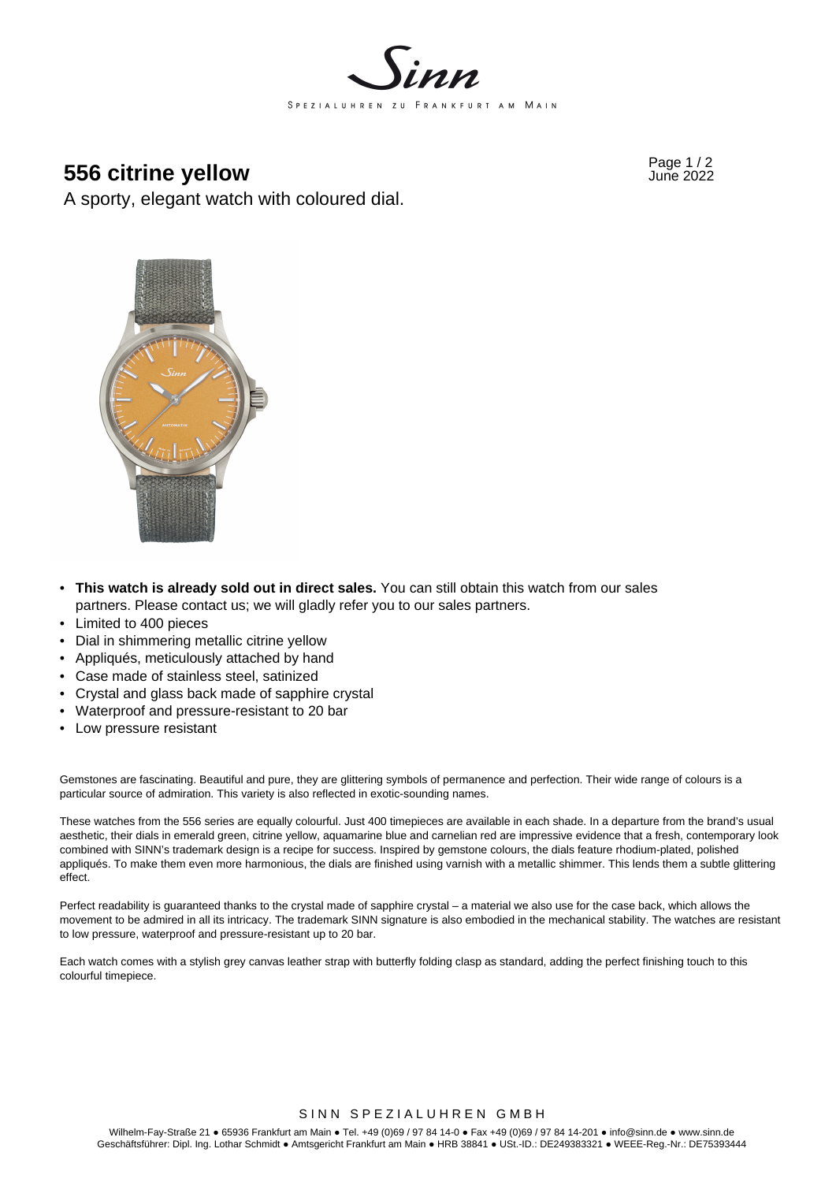# 556 citrine yellow

A sporty, elegant watch with coloured dial.

- **This watch is already sold out in direct sales.** You can still obtain this watch from our sales partners. Please contact us; we will gladly refer you to our sales partners.
- Limited to 400 pieces
- Dial in shimmering metallic citrine yellow
- Appliqués, meticulously attached by hand
- Case made of stainless steel, satinized
- Crystal and glass back made of sapphire crystal
- Waterproof and pressure-resistant to 20 bar
- Low pressure resistant

Gemstones are fascinating. Beautiful and pure, they are glittering symbols of permanence and perfection. Their wide range of colours is a particular source of admiration. This variety is also reflected in exotic-sounding names.

These watches from the 556 series are equally colourful. Just 400 timepieces are available in each shade. In a departure from the brand's usual aesthetic, their dials in emerald green, citrine yellow, aquamarine blue and carnelian red are impressive evidence that a fresh, contemporary look combined with SINN's trademark design is a recipe for success. Inspired by gemstone colours, the dials feature rhodium-plated, polished appliqués. To make them even more harmonious, the dials are finished using varnish with a metallic shimmer. This lends them a subtle glittering effect.

Perfect readability is guaranteed thanks to the crystal made of sapphire crystal – a material we also use for the case back, which allows the movement to be admired in all its intricacy. The trademark SINN signature is also embodied in the mechanical stability. The watches are resistant to low pressure, waterproof and pressure-resistant up to 20 bar.

Each watch comes with a stylish grey canvas leather strap with butterfly folding clasp as standard, adding the perfect finishing touch to this colourful timepiece.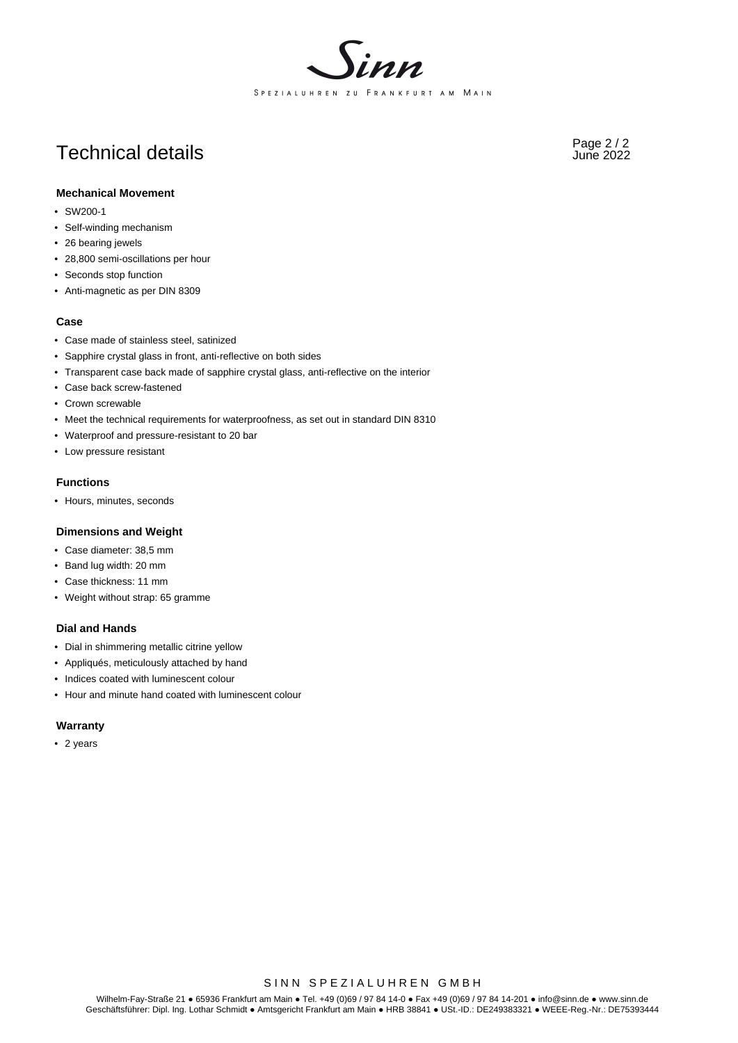# Technical details

June 2022

### Mechanical Movement

- SW200-1
- Self-winding mechanism
- 26 bearing jewels
- 28,800 semi-oscillations per hour
- Seconds stop function
- Anti-magnetic as per DIN 8309

### Case

- Case made of stainless steel, satinized
- Sapphire crystal glass in front, anti-reflective on both sides
- Transparent case back made of sapphire crystal glass, anti-reflective on the interior
- Case back screw-fastened
- Crown screwable
- Meet the technical requirements for waterproofness, as set out in standard DIN 8310
- Waterproof and pressure-resistant to 20 bar
- Low pressure resistant

### Functions

- Hours, minutes, seconds

### Dimensions and Weight

- Case diameter: 38,5 mm
- Band lug width: 20 mm
- Case thickness: 11 mm
- Weight without strap: 65 gramme

### Dial and Hands

- Dial in shimmering metallic citrine yellow
- Appliqués, meticulously attached by hand
- Indices coated with luminescent colour
- Hour and minute hand coated with luminescent colour

### Warranty

- 2 years

SINN SPEZIALUHREN GMBH

Wilhelm-Fay-Straße 21 ● 65936 Frankfurt am Main ● Tel. +49 (0)69 / 97 84 14-0 ● Fax +49 (0)69 / 97 84 14-201 ● info@sinn.de ● www.sinn.de
Geschäftsführer: Dipl. Ing. Lothar Schmidt ● Amtsgericht Frankfurt am Main ● HRB 38841 ● USt.-ID.: DE249383321 ● WEEE-Reg.-Nr.: DE75393444